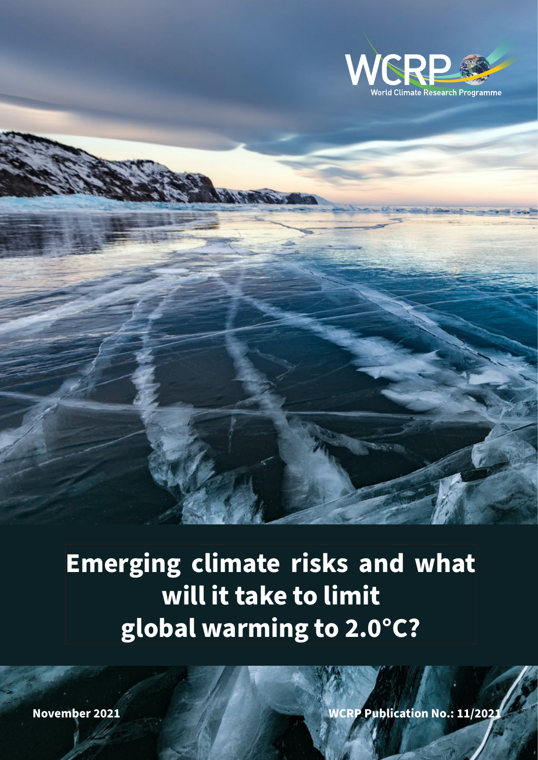WCRP

World Climate Research Programme

# Emerging climate risks and what will it take to limit global warming to 2.0°C?

**November 2021**

**WCRP Publication No.: 11/2021**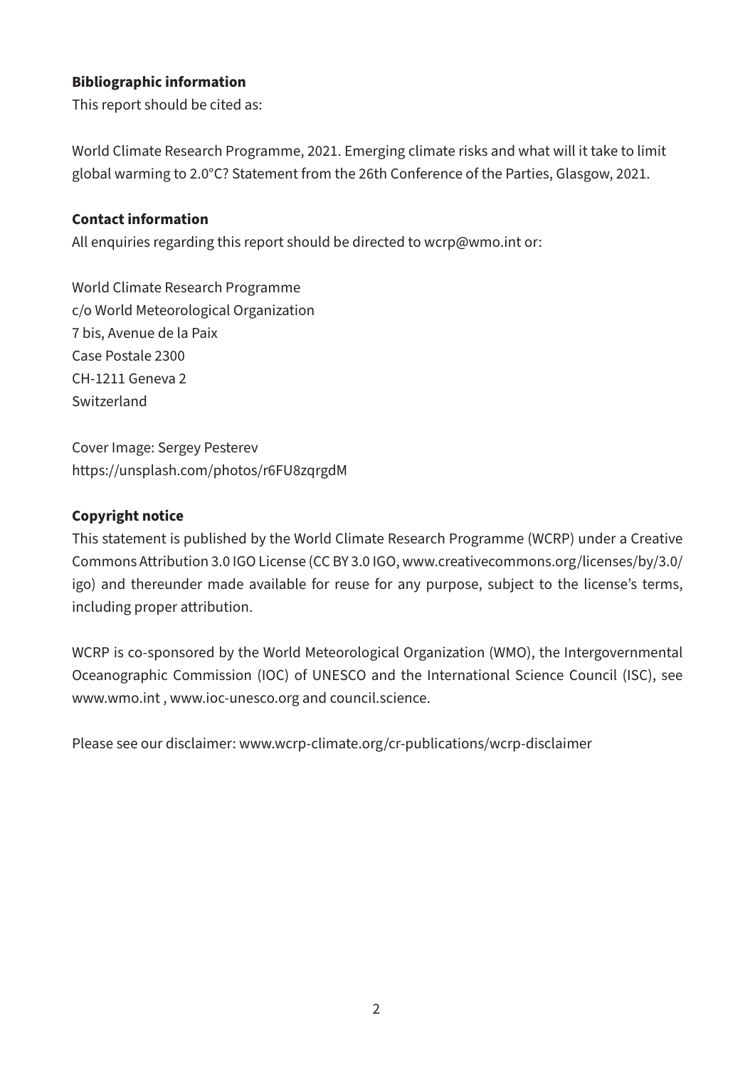**Bibliographic information**

This report should be cited as:

World Climate Research Programme, 2021. Emerging climate risks and what will it take to limit global warming to 2.0°C? Statement from the 26th Conference of the Parties, Glasgow, 2021.

**Contact information**

All enquiries regarding this report should be directed to wcrp@wmo.int or:

World Climate Research Programme
c/o World Meteorological Organization
7 bis, Avenue de la Paix
Case Postale 2300
CH-1211 Geneva 2
Switzerland

Cover Image: Sergey Pesterev
https://unsplash.com/photos/r6FU8zqrgdM

**Copyright notice**

This statement is published by the World Climate Research Programme (WCRP) under a Creative Commons Attribution 3.0 IGO License (CC BY 3.0 IGO, www.creativecommons.org/licenses/by/3.0/igo) and thereunder made available for reuse for any purpose, subject to the license's terms, including proper attribution.

WCRP is co-sponsored by the World Meteorological Organization (WMO), the Intergovernmental Oceanographic Commission (IOC) of UNESCO and the International Science Council (ISC), see www.wmo.int , www.ioc-unesco.org and council.science.

Please see our disclaimer: www.wcrp-climate.org/cr-publications/wcrp-disclaimer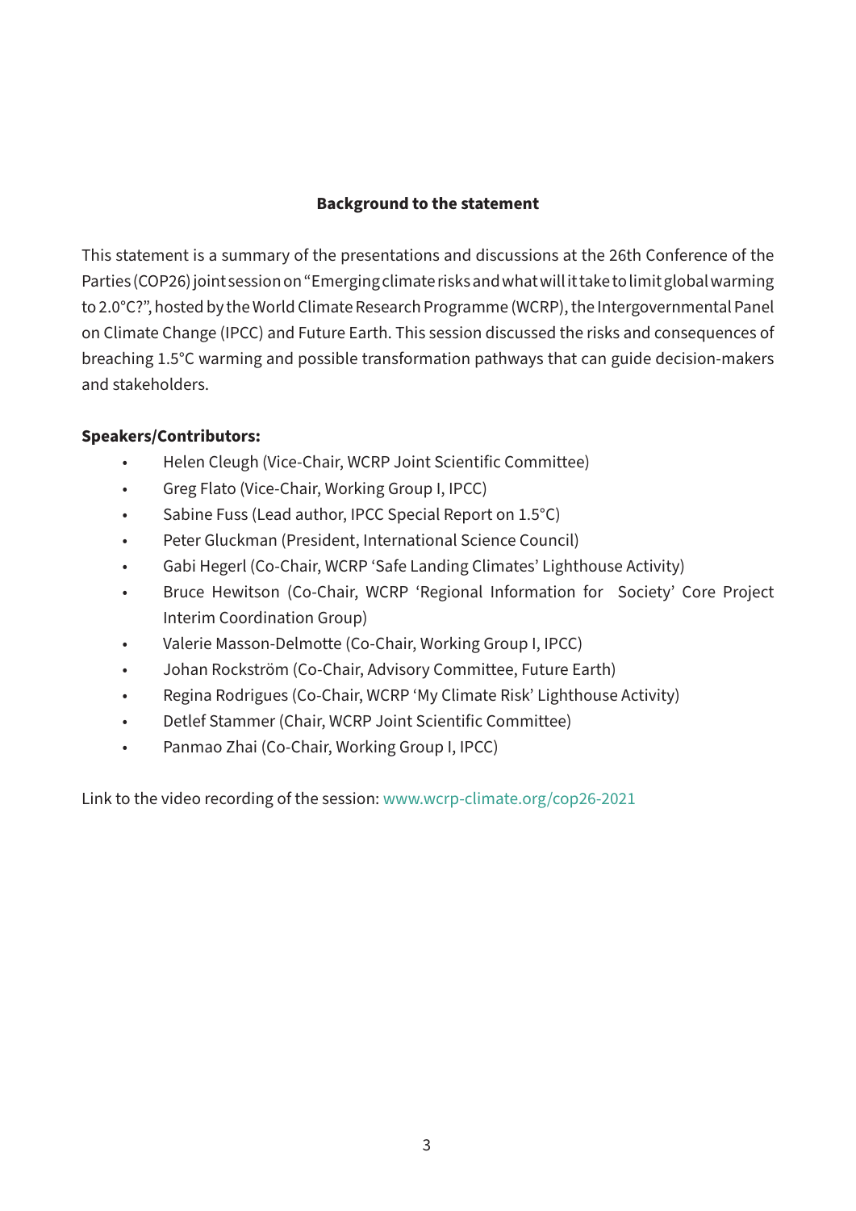## Background to the statement

This statement is a summary of the presentations and discussions at the 26th Conference of the Parties (COP26) joint session on "Emerging climate risks and what will it take to limit global warming to 2.0°C?", hosted by the World Climate Research Programme (WCRP), the Intergovernmental Panel on Climate Change (IPCC) and Future Earth. This session discussed the risks and consequences of breaching 1.5°C warming and possible transformation pathways that can guide decision-makers and stakeholders.

**Speakers/Contributors:**

- Helen Cleugh (Vice-Chair, WCRP Joint Scientific Committee)
- Greg Flato (Vice-Chair, Working Group I, IPCC)
- Sabine Fuss (Lead author, IPCC Special Report on 1.5°C)
- Peter Gluckman (President, International Science Council)
- Gabi Hegerl (Co-Chair, WCRP 'Safe Landing Climates' Lighthouse Activity)
- Bruce Hewitson (Co-Chair, WCRP 'Regional Information for Society' Core Project Interim Coordination Group)
- Valerie Masson-Delmotte (Co-Chair, Working Group I, IPCC)
- Johan Rockström (Co-Chair, Advisory Committee, Future Earth)
- Regina Rodrigues (Co-Chair, WCRP 'My Climate Risk' Lighthouse Activity)
- Detlef Stammer (Chair, WCRP Joint Scientific Committee)
- Panmao Zhai (Co-Chair, Working Group I, IPCC)

Link to the video recording of the session: www.wcrp-climate.org/cop26-2021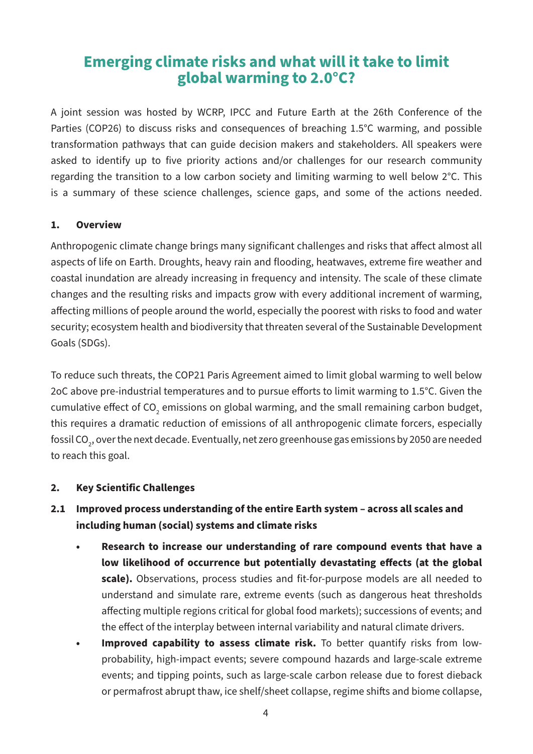# Emerging climate risks and what will it take to limit global warming to 2.0°C?

A joint session was hosted by WCRP, IPCC and Future Earth at the 26th Conference of the Parties (COP26) to discuss risks and consequences of breaching 1.5°C warming, and possible transformation pathways that can guide decision makers and stakeholders. All speakers were asked to identify up to five priority actions and/or challenges for our research community regarding the transition to a low carbon society and limiting warming to well below 2°C. This is a summary of these science challenges, science gaps, and some of the actions needed.

## 1. Overview

Anthropogenic climate change brings many significant challenges and risks that affect almost all aspects of life on Earth. Droughts, heavy rain and flooding, heatwaves, extreme fire weather and coastal inundation are already increasing in frequency and intensity. The scale of these climate changes and the resulting risks and impacts grow with every additional increment of warming, affecting millions of people around the world, especially the poorest with risks to food and water security; ecosystem health and biodiversity that threaten several of the Sustainable Development Goals (SDGs).

To reduce such threats, the COP21 Paris Agreement aimed to limit global warming to well below 2oC above pre-industrial temperatures and to pursue efforts to limit warming to 1.5°C. Given the cumulative effect of $CO_2$ emissions on global warming, and the small remaining carbon budget, this requires a dramatic reduction of emissions of all anthropogenic climate forcers, especially fossil $CO_2$, over the next decade. Eventually, net zero greenhouse gas emissions by 2050 are needed to reach this goal.

## 2. Key Scientific Challenges

### 2.1 Improved process understanding of the entire Earth system – across all scales and including human (social) systems and climate risks

- **Research to increase our understanding of rare compound events that have a low likelihood of occurrence but potentially devastating effects (at the global scale).** Observations, process studies and fit-for-purpose models are all needed to understand and simulate rare, extreme events (such as dangerous heat thresholds affecting multiple regions critical for global food markets); successions of events; and the effect of the interplay between internal variability and natural climate drivers.
- **Improved capability to assess climate risk.** To better quantify risks from low-probability, high-impact events; severe compound hazards and large-scale extreme events; and tipping points, such as large-scale carbon release due to forest dieback or permafrost abrupt thaw, ice shelf/sheet collapse, regime shifts and biome collapse,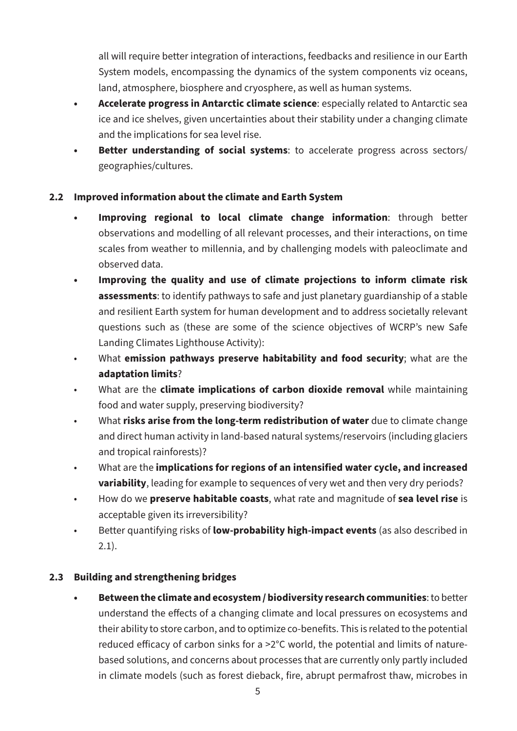all will require better integration of interactions, feedbacks and resilience in our Earth System models, encompassing the dynamics of the system components viz oceans, land, atmosphere, biosphere and cryosphere, as well as human systems.

- **Accelerate progress in Antarctic climate science**: especially related to Antarctic sea ice and ice shelves, given uncertainties about their stability under a changing climate and the implications for sea level rise.
- **Better understanding of social systems**: to accelerate progress across sectors/ geographies/cultures.

### 2.2 Improved information about the climate and Earth System

- **Improving regional to local climate change information**: through better observations and modelling of all relevant processes, and their interactions, on time scales from weather to millennia, and by challenging models with paleoclimate and observed data.
- **Improving the quality and use of climate projections to inform climate risk assessments**: to identify pathways to safe and just planetary guardianship of a stable and resilient Earth system for human development and to address societally relevant questions such as (these are some of the science objectives of WCRP's new Safe Landing Climates Lighthouse Activity):
- What **emission pathways preserve habitability and food security**; what are the **adaptation limits**?
- What are the **climate implications of carbon dioxide removal** while maintaining food and water supply, preserving biodiversity?
- What **risks arise from the long-term redistribution of water** due to climate change and direct human activity in land-based natural systems/reservoirs (including glaciers and tropical rainforests)?
- What are the **implications for regions of an intensified water cycle, and increased variability**, leading for example to sequences of very wet and then very dry periods?
- How do we **preserve habitable coasts**, what rate and magnitude of **sea level rise** is acceptable given its irreversibility?
- Better quantifying risks of **low-probability high-impact events** (as also described in 2.1).

### 2.3 Building and strengthening bridges

- **Between the climate and ecosystem / biodiversity research communities**: to better understand the effects of a changing climate and local pressures on ecosystems and their ability to store carbon, and to optimize co-benefits. This is related to the potential reduced efficacy of carbon sinks for a >2°C world, the potential and limits of nature-based solutions, and concerns about processes that are currently only partly included in climate models (such as forest dieback, fire, abrupt permafrost thaw, microbes in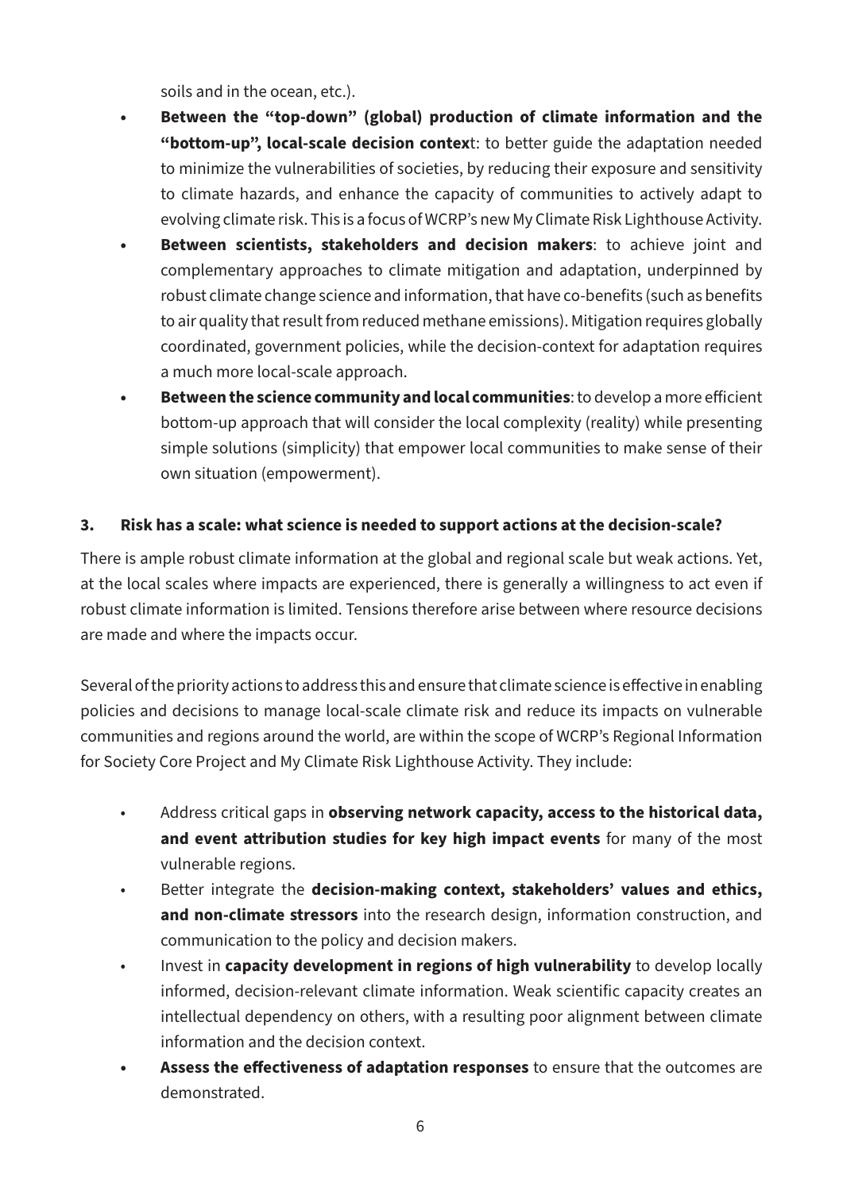soils and in the ocean, etc.).

- **Between the "top-down" (global) production of climate information and the "bottom-up", local-scale decision contex**t: to better guide the adaptation needed to minimize the vulnerabilities of societies, by reducing their exposure and sensitivity to climate hazards, and enhance the capacity of communities to actively adapt to evolving climate risk. This is a focus of WCRP's new My Climate Risk Lighthouse Activity.
- **Between scientists, stakeholders and decision makers**: to achieve joint and complementary approaches to climate mitigation and adaptation, underpinned by robust climate change science and information, that have co-benefits (such as benefits to air quality that result from reduced methane emissions). Mitigation requires globally coordinated, government policies, while the decision-context for adaptation requires a much more local-scale approach.
- **Between the science community and local communities**: to develop a more efficient bottom-up approach that will consider the local complexity (reality) while presenting simple solutions (simplicity) that empower local communities to make sense of their own situation (empowerment).

### 3. Risk has a scale: what science is needed to support actions at the decision-scale?

There is ample robust climate information at the global and regional scale but weak actions. Yet, at the local scales where impacts are experienced, there is generally a willingness to act even if robust climate information is limited. Tensions therefore arise between where resource decisions are made and where the impacts occur.

Several of the priority actions to address this and ensure that climate science is effective in enabling policies and decisions to manage local-scale climate risk and reduce its impacts on vulnerable communities and regions around the world, are within the scope of WCRP's Regional Information for Society Core Project and My Climate Risk Lighthouse Activity. They include:

- Address critical gaps in **observing network capacity, access to the historical data, and event attribution studies for key high impact events** for many of the most vulnerable regions.
- Better integrate the **decision-making context, stakeholders' values and ethics, and non-climate stressors** into the research design, information construction, and communication to the policy and decision makers.
- Invest in **capacity development in regions of high vulnerability** to develop locally informed, decision-relevant climate information. Weak scientific capacity creates an intellectual dependency on others, with a resulting poor alignment between climate information and the decision context.
- **Assess the effectiveness of adaptation responses** to ensure that the outcomes are demonstrated.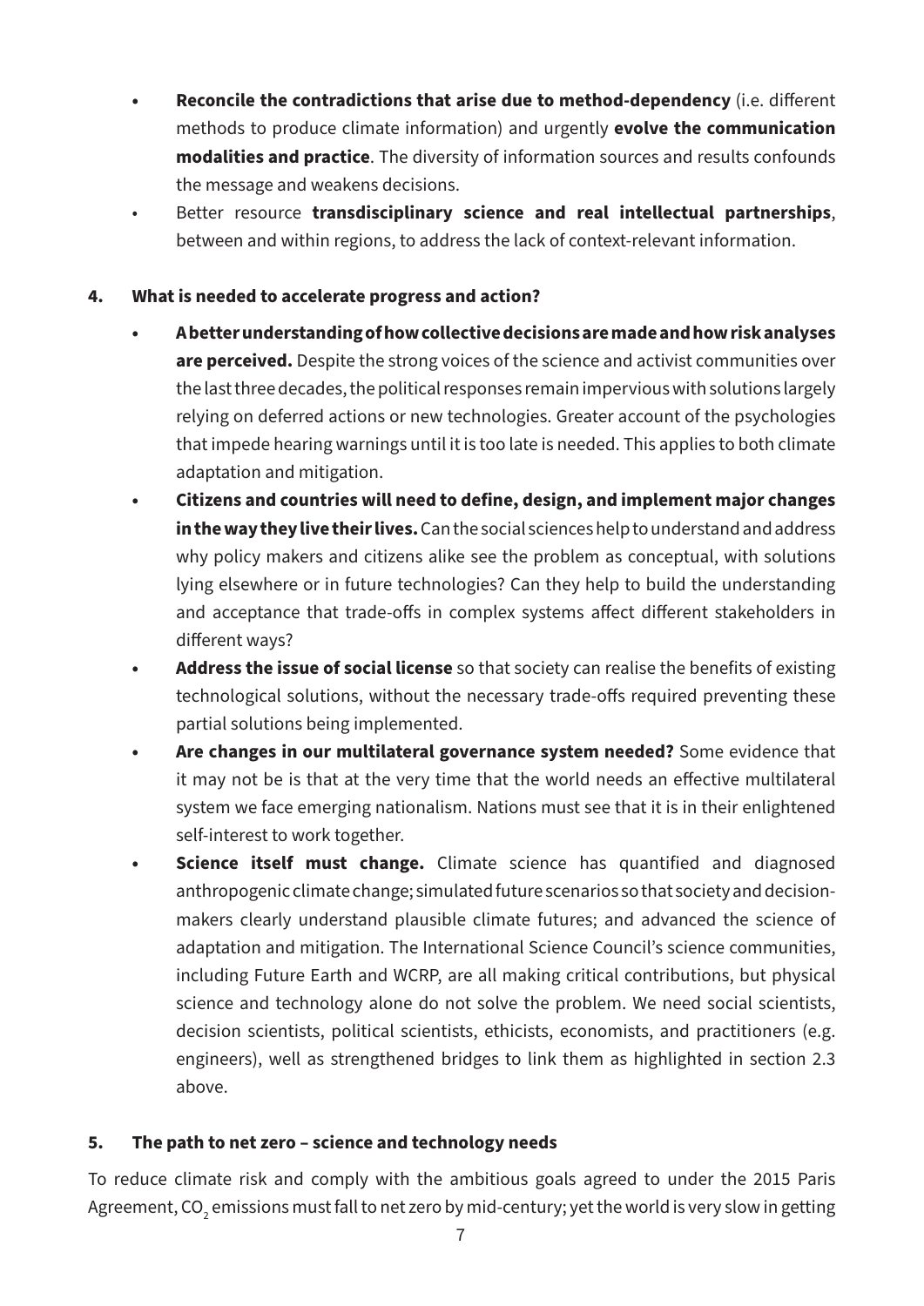- **Reconcile the contradictions that arise due to method-dependency** (i.e. different methods to produce climate information) and urgently **evolve the communication modalities and practice**. The diversity of information sources and results confounds the message and weakens decisions.
- Better resource **transdisciplinary science and real intellectual partnerships**, between and within regions, to address the lack of context-relevant information.

## 4. What is needed to accelerate progress and action?

- **A better understanding of how collective decisions are made and how risk analyses are perceived.** Despite the strong voices of the science and activist communities over the last three decades, the political responses remain impervious with solutions largely relying on deferred actions or new technologies. Greater account of the psychologies that impede hearing warnings until it is too late is needed. This applies to both climate adaptation and mitigation.
- **Citizens and countries will need to define, design, and implement major changes in the way they live their lives.** Can the social sciences help to understand and address why policy makers and citizens alike see the problem as conceptual, with solutions lying elsewhere or in future technologies? Can they help to build the understanding and acceptance that trade-offs in complex systems affect different stakeholders in different ways?
- **Address the issue of social license** so that society can realise the benefits of existing technological solutions, without the necessary trade-offs required preventing these partial solutions being implemented.
- **Are changes in our multilateral governance system needed?** Some evidence that it may not be is that at the very time that the world needs an effective multilateral system we face emerging nationalism. Nations must see that it is in their enlightened self-interest to work together.
- **Science itself must change.** Climate science has quantified and diagnosed anthropogenic climate change; simulated future scenarios so that society and decision-makers clearly understand plausible climate futures; and advanced the science of adaptation and mitigation. The International Science Council's science communities, including Future Earth and WCRP, are all making critical contributions, but physical science and technology alone do not solve the problem. We need social scientists, decision scientists, political scientists, ethicists, economists, and practitioners (e.g. engineers), well as strengthened bridges to link them as highlighted in section 2.3 above.

## 5. The path to net zero – science and technology needs

To reduce climate risk and comply with the ambitious goals agreed to under the 2015 Paris Agreement, $CO_2$ emissions must fall to net zero by mid-century; yet the world is very slow in getting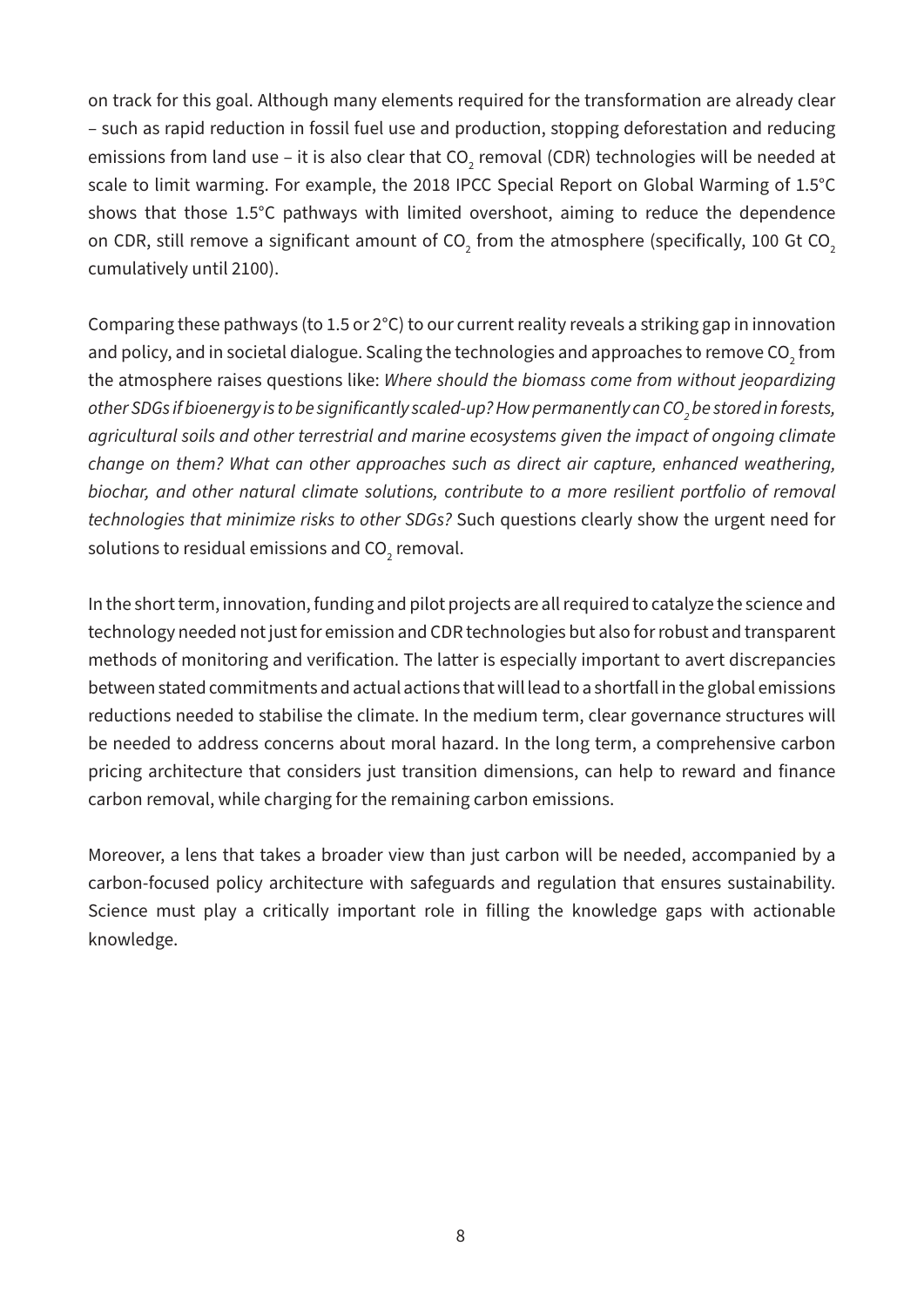on track for this goal. Although many elements required for the transformation are already clear – such as rapid reduction in fossil fuel use and production, stopping deforestation and reducing emissions from land use – it is also clear that $CO_2$ removal (CDR) technologies will be needed at scale to limit warming. For example, the 2018 IPCC Special Report on Global Warming of 1.5°C shows that those 1.5°C pathways with limited overshoot, aiming to reduce the dependence on CDR, still remove a significant amount of $CO_2$ from the atmosphere (specifically, 100 Gt $CO_2$ cumulatively until 2100).

Comparing these pathways (to 1.5 or 2°C) to our current reality reveals a striking gap in innovation and policy, and in societal dialogue. Scaling the technologies and approaches to remove $CO_2$ from the atmosphere raises questions like: *Where should the biomass come from without jeopardizing other SDGs if bioenergy is to be significantly scaled-up? How permanently can $CO_2$ be stored in forests, agricultural soils and other terrestrial and marine ecosystems given the impact of ongoing climate change on them? What can other approaches such as direct air capture, enhanced weathering, biochar, and other natural climate solutions, contribute to a more resilient portfolio of removal technologies that minimize risks to other SDGs?* Such questions clearly show the urgent need for solutions to residual emissions and $CO_2$ removal.

In the short term, innovation, funding and pilot projects are all required to catalyze the science and technology needed not just for emission and CDR technologies but also for robust and transparent methods of monitoring and verification. The latter is especially important to avert discrepancies between stated commitments and actual actions that will lead to a shortfall in the global emissions reductions needed to stabilise the climate. In the medium term, clear governance structures will be needed to address concerns about moral hazard. In the long term, a comprehensive carbon pricing architecture that considers just transition dimensions, can help to reward and finance carbon removal, while charging for the remaining carbon emissions.

Moreover, a lens that takes a broader view than just carbon will be needed, accompanied by a carbon-focused policy architecture with safeguards and regulation that ensures sustainability. Science must play a critically important role in filling the knowledge gaps with actionable knowledge.